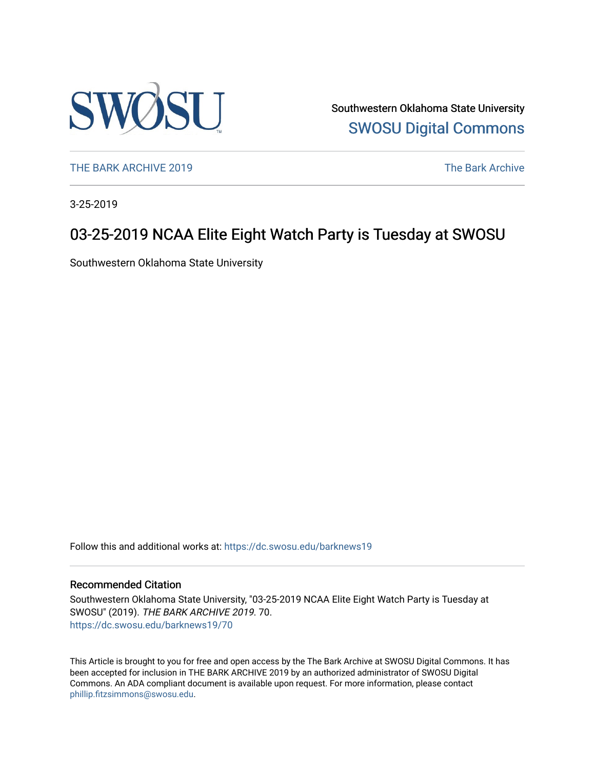Southwestern Oklahoma State University
SWOSU Digital Commons

THE BARK ARCHIVE 2019 | The Bark Archive

3-25-2019

# 03-25-2019 NCAA Elite Eight Watch Party is Tuesday at SWOSU

Southwestern Oklahoma State University

Follow this and additional works at: https://dc.swosu.edu/barknews19

## Recommended Citation

Southwestern Oklahoma State University, "03-25-2019 NCAA Elite Eight Watch Party is Tuesday at SWOSU" (2019). *THE BARK ARCHIVE 2019*. 70.
https://dc.swosu.edu/barknews19/70

This Article is brought to you for free and open access by the The Bark Archive at SWOSU Digital Commons. It has been accepted for inclusion in THE BARK ARCHIVE 2019 by an authorized administrator of SWOSU Digital Commons. An ADA compliant document is available upon request. For more information, please contact phillip.fitzsimmons@swosu.edu.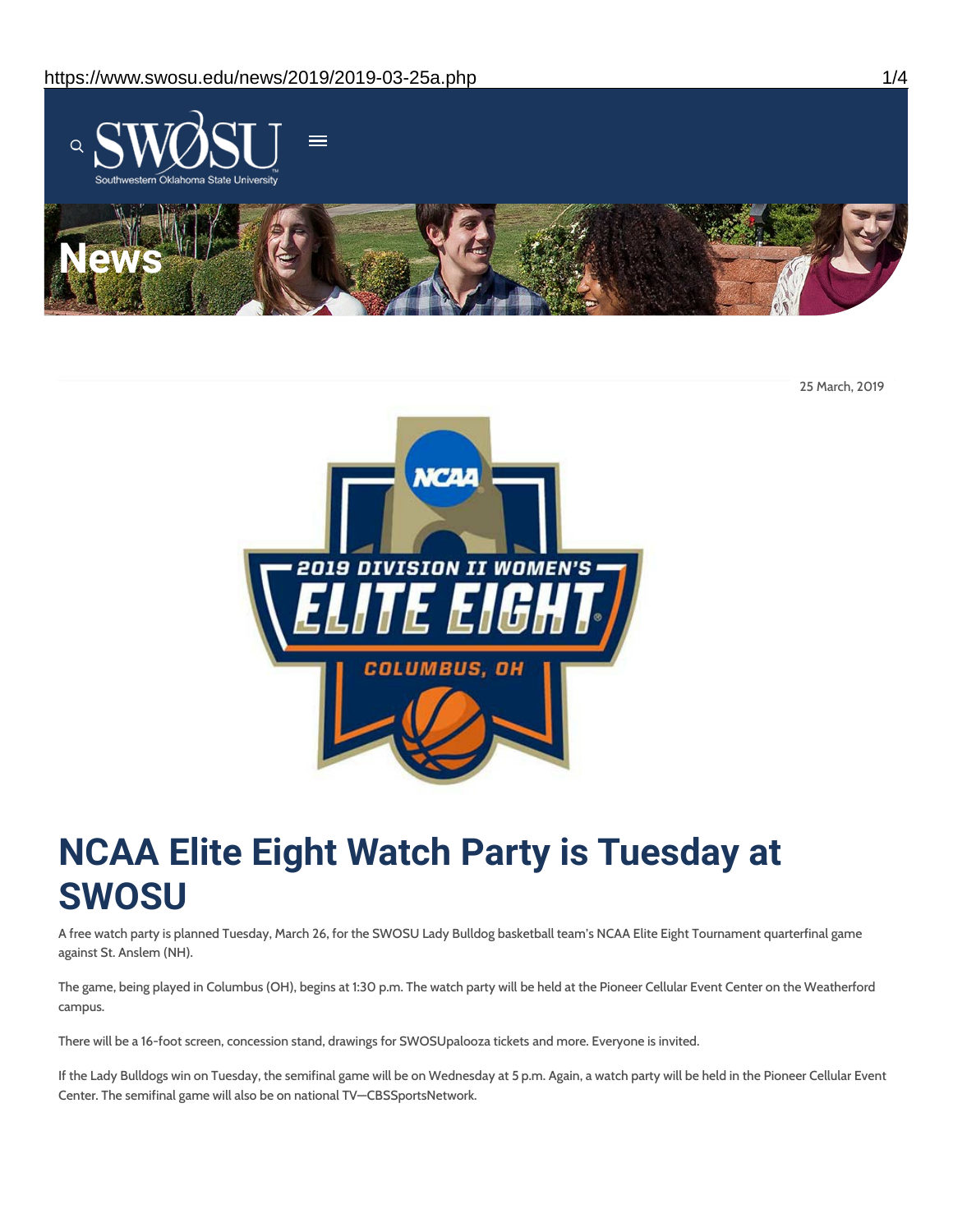25 March, 2019

# NCAA Elite Eight Watch Party is Tuesday at SWOSU

A free watch party is planned Tuesday, March 26, for the SWOSU Lady Bulldog basketball team's NCAA Elite Eight Tournament quarterfinal game against St. Anslem (NH).

The game, being played in Columbus (OH), begins at 1:30 p.m. The watch party will be held at the Pioneer Cellular Event Center on the Weatherford campus.

There will be a 16-foot screen, concession stand, drawings for SWOSUpalooza tickets and more. Everyone is invited.

If the Lady Bulldogs win on Tuesday, the semifinal game will be on Wednesday at 5 p.m. Again, a watch party will be held in the Pioneer Cellular Event Center. The semifinal game will also be on national TV—CBSSportsNetwork.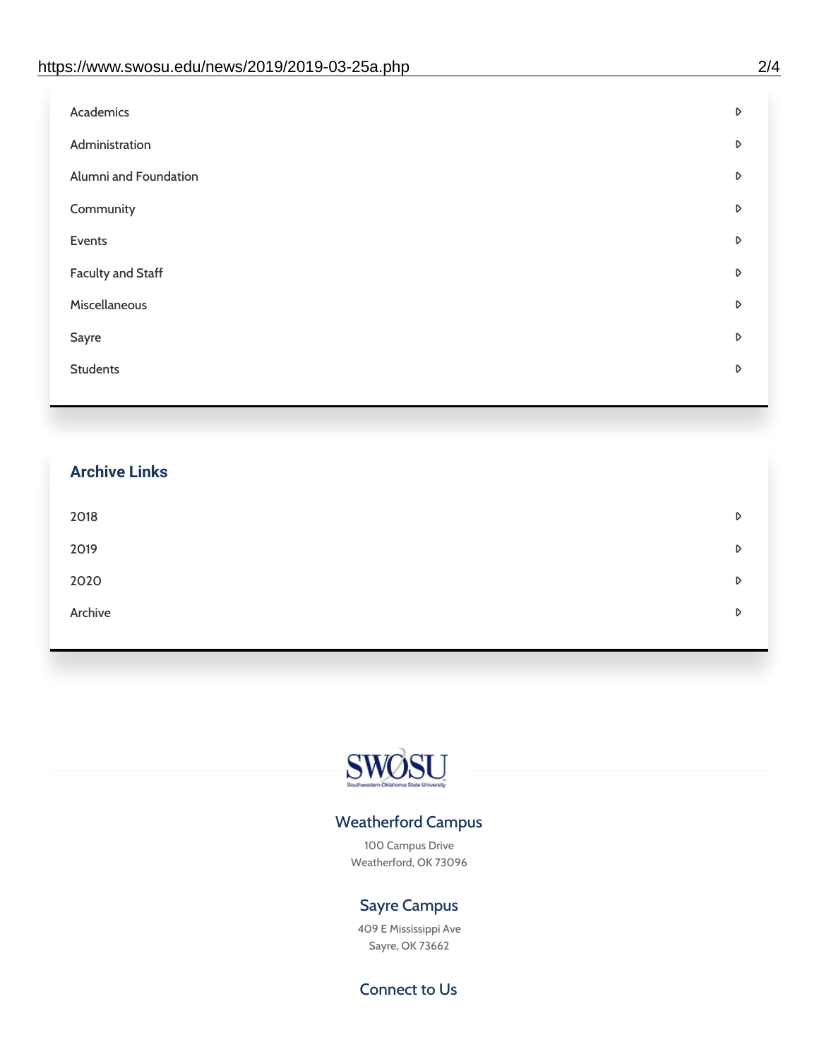- Academics
- Administration
- Alumni and Foundation
- Community
- Events
- Faculty and Staff
- Miscellaneous
- Sayre
- Students

## Archive Links

- 2018
- 2019
- 2020
- Archive

SWOSU

Southwestern Oklahoma State University

### Weatherford Campus

100 Campus Drive
Weatherford, OK 73096

### Sayre Campus

409 E Mississippi Ave
Sayre, OK 73662

### Connect to Us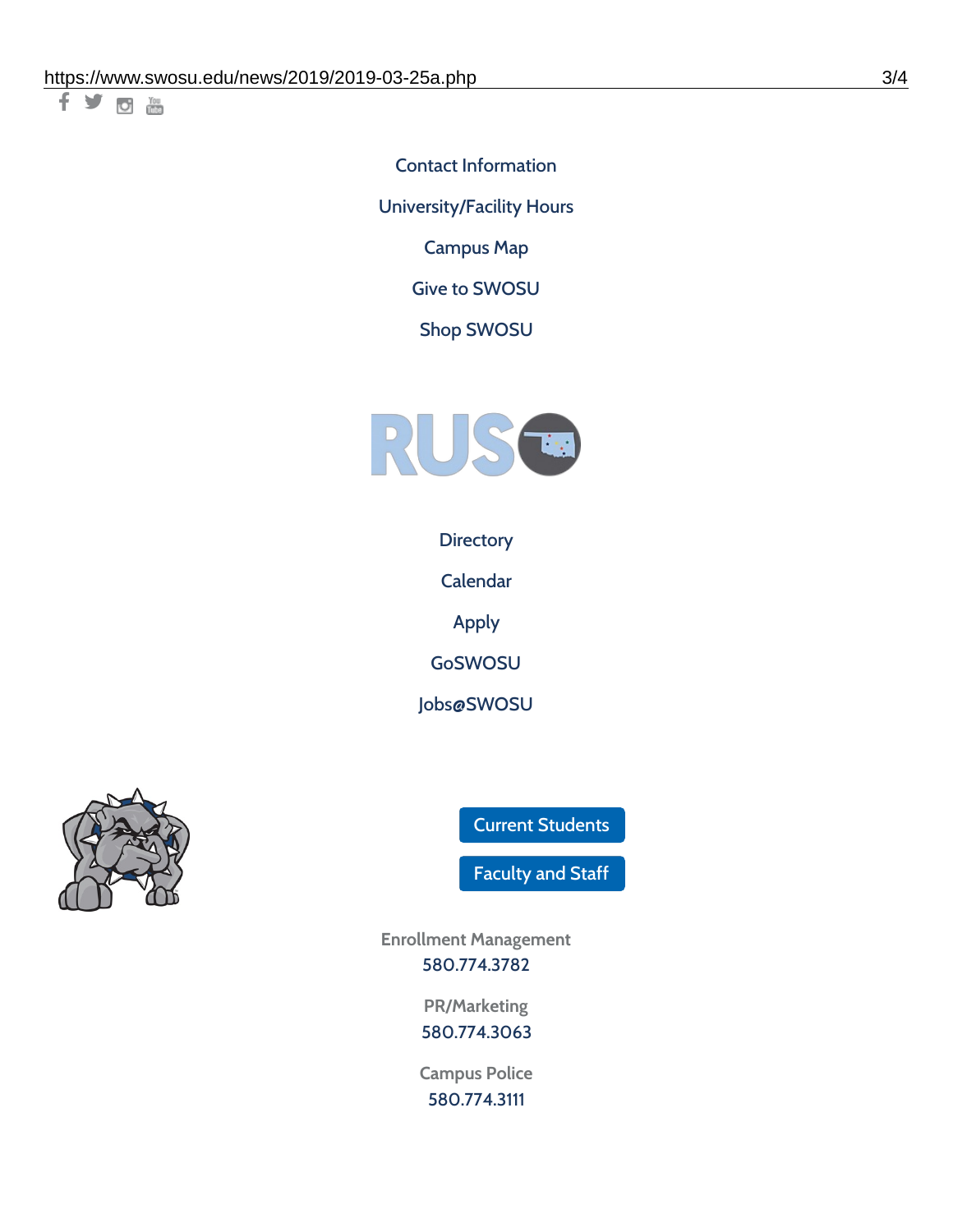Contact Information

University/Facility Hours

Campus Map

Give to SWOSU

Shop SWOSU

Directory

Calendar

Apply

GoSWOSU

Jobs@SWOSU

Current Students

Faculty and Staff

Enrollment Management
580.774.3782

PR/Marketing
580.774.3063

Campus Police
580.774.3111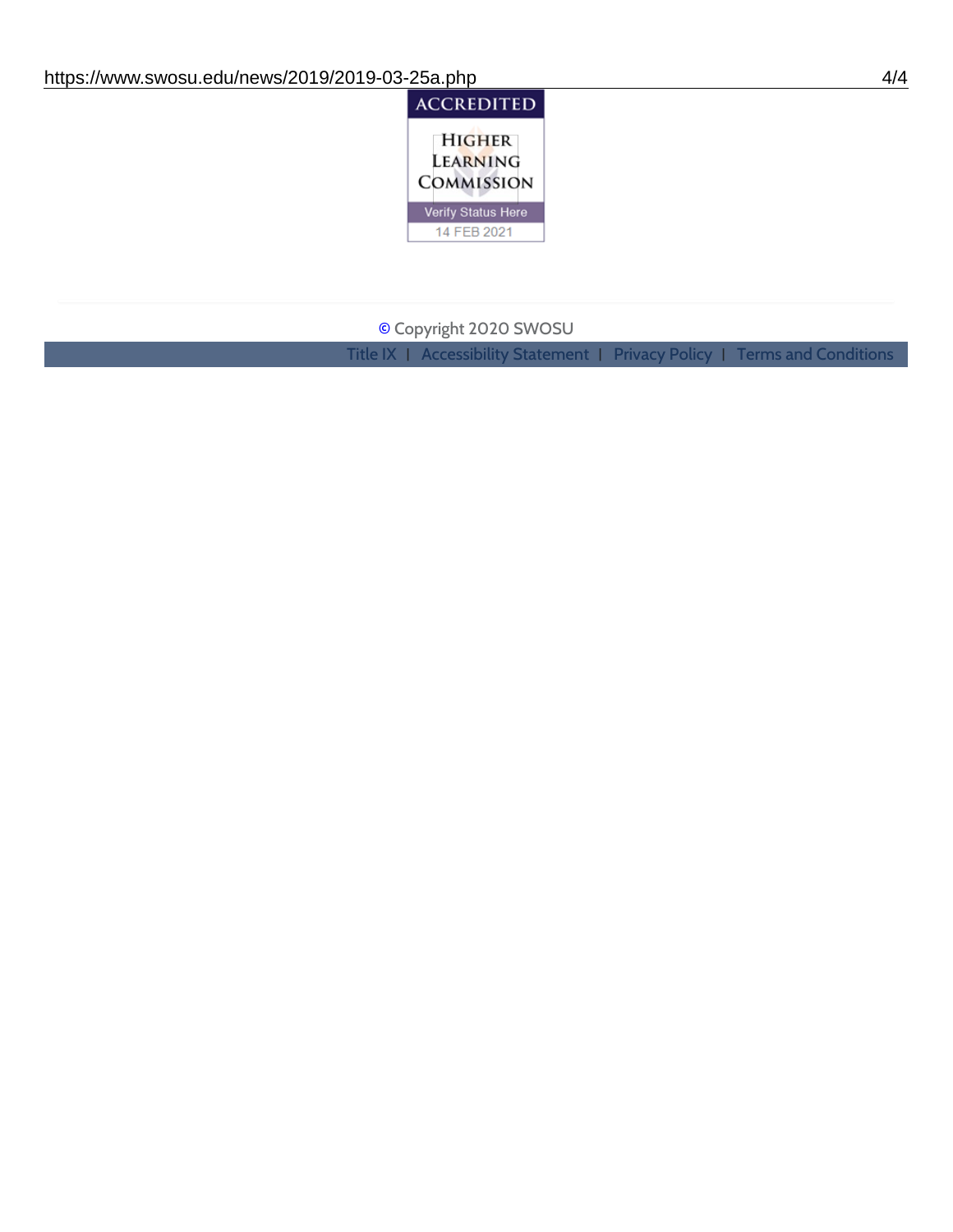ACCREDITED

HIGHER LEARNING COMMISSION

Verify Status Here

14 FEB 2021

© Copyright 2020 SWOSU

Title IX | Accessibility Statement | Privacy Policy | Terms and Conditions